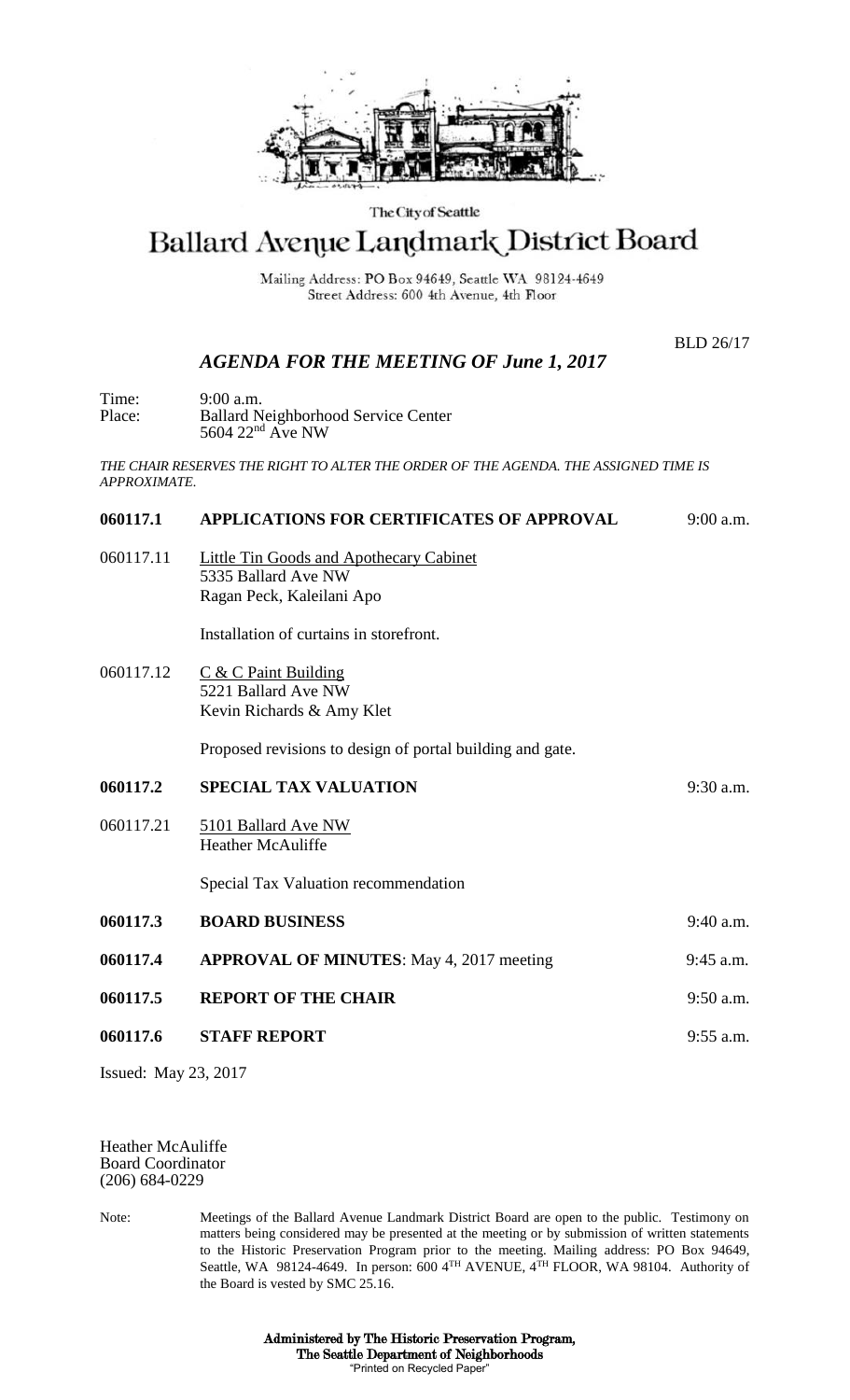The City of Seattle

# Ballard Avenue Landmark District Board

Mailing Address: PO Box 94649, Seattle WA 98124-4649
Street Address: 600 4th Avenue, 4th Floor

BLD 26/17

## *AGENDA FOR THE MEETING OF June 1, 2017*

Time: 9:00 a.m.
Place: Ballard Neighborhood Service Center
5604 22nd Ave NW

*THE CHAIR RESERVES THE RIGHT TO ALTER THE ORDER OF THE AGENDA. THE ASSIGNED TIME IS APPROXIMATE.*

**060117.1 APPLICATIONS FOR CERTIFICATES OF APPROVAL** 9:00 a.m.

060117.11 Little Tin Goods and Apothecary Cabinet
5335 Ballard Ave NW
Ragan Peck, Kaleilani Apo

Installation of curtains in storefront.

060117.12 C & C Paint Building
5221 Ballard Ave NW
Kevin Richards & Amy Klet

Proposed revisions to design of portal building and gate.

**060117.2 SPECIAL TAX VALUATION** 9:30 a.m.

060117.21 5101 Ballard Ave NW
Heather McAuliffe

Special Tax Valuation recommendation

**060117.3 BOARD BUSINESS** 9:40 a.m.

**060117.4 APPROVAL OF MINUTES**: May 4, 2017 meeting 9:45 a.m.

**060117.5 REPORT OF THE CHAIR** 9:50 a.m.

**060117.6 STAFF REPORT** 9:55 a.m.

Issued: May 23, 2017

Heather McAuliffe
Board Coordinator
(206) 684-0229

Note: Meetings of the Ballard Avenue Landmark District Board are open to the public. Testimony on matters being considered may be presented at the meeting or by submission of written statements to the Historic Preservation Program prior to the meeting. Mailing address: PO Box 94649, Seattle, WA 98124-4649. In person: 600 4TH AVENUE, 4TH FLOOR, WA 98104. Authority of the Board is vested by SMC 25.16.

**Administered by The Historic Preservation Program,**
**The Seattle Department of Neighborhoods**
"Printed on Recycled Paper"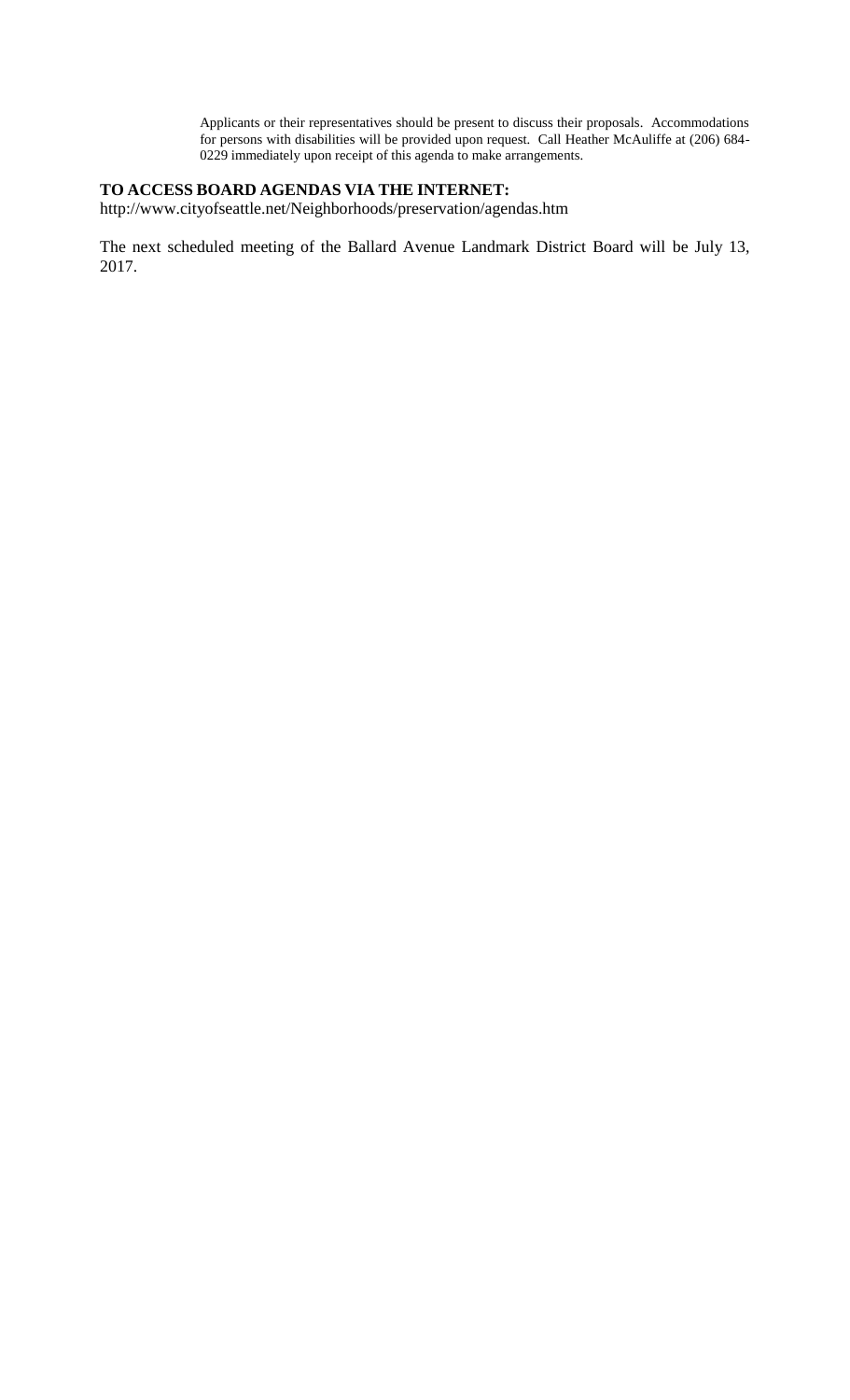Applicants or their representatives should be present to discuss their proposals. Accommodations for persons with disabilities will be provided upon request. Call Heather McAuliffe at (206) 684-0229 immediately upon receipt of this agenda to make arrangements.

**TO ACCESS BOARD AGENDAS VIA THE INTERNET:**
http://www.cityofseattle.net/Neighborhoods/preservation/agendas.htm

The next scheduled meeting of the Ballard Avenue Landmark District Board will be July 13, 2017.